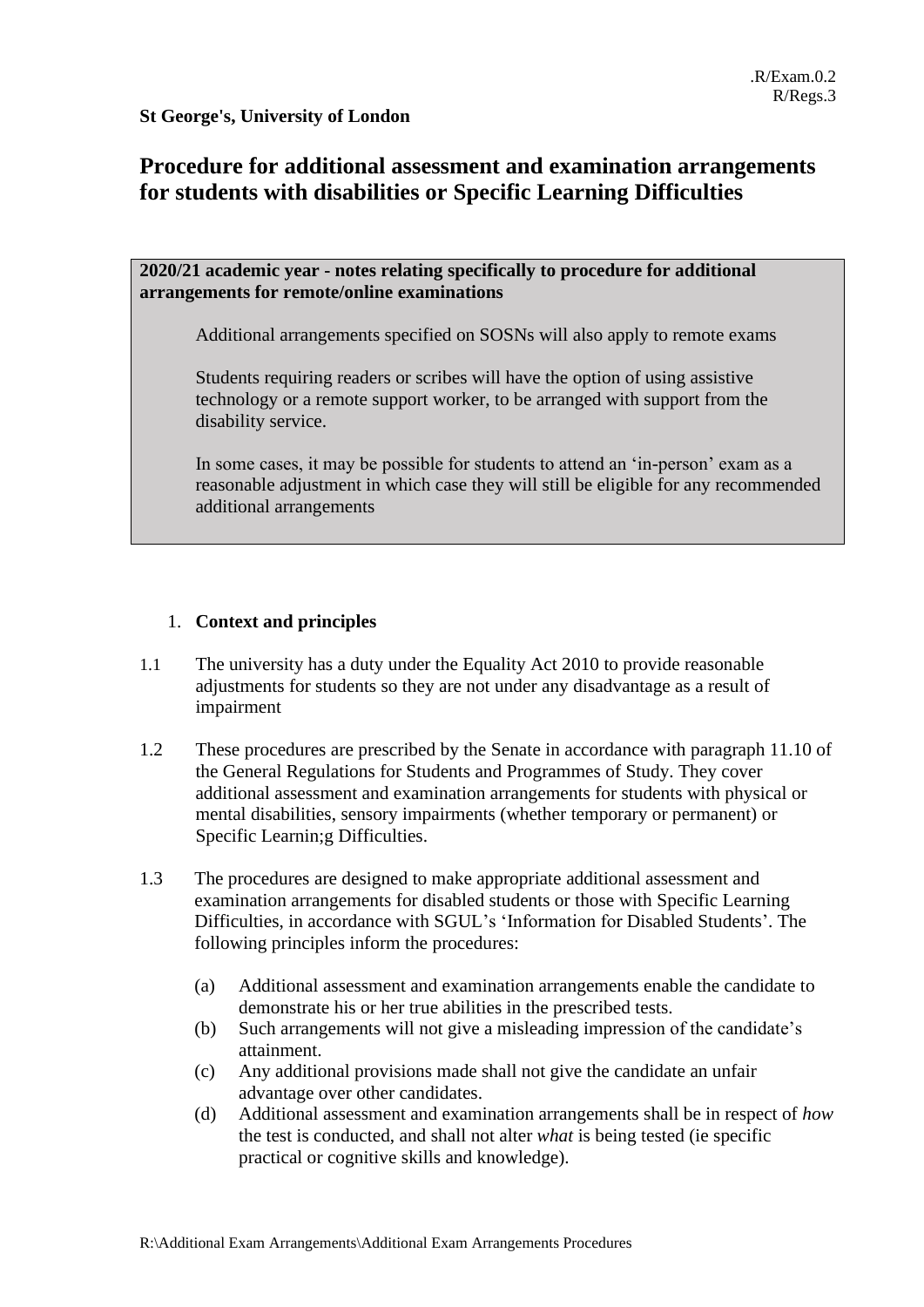.R/Exam.0.2
R/Regs.3

**St George's, University of London**

# Procedure for additional assessment and examination arrangements for students with disabilities or Specific Learning Difficulties

**2020/21 academic year - notes relating specifically to procedure for additional arrangements for remote/online examinations**

Additional arrangements specified on SOSNs will also apply to remote exams

Students requiring readers or scribes will have the option of using assistive technology or a remote support worker, to be arranged with support from the disability service.

In some cases, it may be possible for students to attend an 'in-person' exam as a reasonable adjustment in which case they will still be eligible for any recommended additional arrangements

## 1. Context and principles

1.1 The university has a duty under the Equality Act 2010 to provide reasonable adjustments for students so they are not under any disadvantage as a result of impairment

1.2 These procedures are prescribed by the Senate in accordance with paragraph 11.10 of the General Regulations for Students and Programmes of Study. They cover additional assessment and examination arrangements for students with physical or mental disabilities, sensory impairments (whether temporary or permanent) or Specific Learnin;g Difficulties.

1.3 The procedures are designed to make appropriate additional assessment and examination arrangements for disabled students or those with Specific Learning Difficulties, in accordance with SGUL's 'Information for Disabled Students'. The following principles inform the procedures:

(a) Additional assessment and examination arrangements enable the candidate to demonstrate his or her true abilities in the prescribed tests.
(b) Such arrangements will not give a misleading impression of the candidate's attainment.
(c) Any additional provisions made shall not give the candidate an unfair advantage over other candidates.
(d) Additional assessment and examination arrangements shall be in respect of *how* the test is conducted, and shall not alter *what* is being tested (ie specific practical or cognitive skills and knowledge).

R:\Additional Exam Arrangements\Additional Exam Arrangements Procedures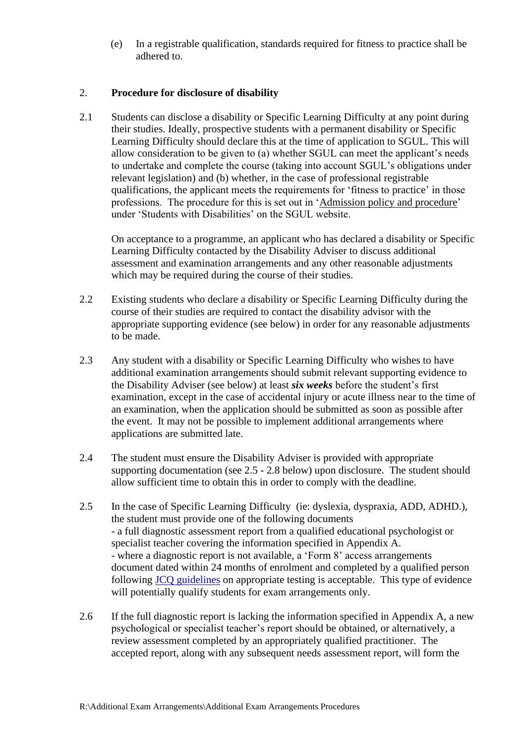(e) In a registrable qualification, standards required for fitness to practice shall be adhered to.

## 2. Procedure for disclosure of disability

2.1 Students can disclose a disability or Specific Learning Difficulty at any point during their studies. Ideally, prospective students with a permanent disability or Specific Learning Difficulty should declare this at the time of application to SGUL. This will allow consideration to be given to (a) whether SGUL can meet the applicant's needs to undertake and complete the course (taking into account SGUL's obligations under relevant legislation) and (b) whether, in the case of professional registrable qualifications, the applicant meets the requirements for 'fitness to practice' in those professions. The procedure for this is set out in 'Admission policy and procedure' under 'Students with Disabilities' on the SGUL website.

On acceptance to a programme, an applicant who has declared a disability or Specific Learning Difficulty contacted by the Disability Adviser to discuss additional assessment and examination arrangements and any other reasonable adjustments which may be required during the course of their studies.

2.2 Existing students who declare a disability or Specific Learning Difficulty during the course of their studies are required to contact the disability advisor with the appropriate supporting evidence (see below) in order for any reasonable adjustments to be made.

2.3 Any student with a disability or Specific Learning Difficulty who wishes to have additional examination arrangements should submit relevant supporting evidence to the Disability Adviser (see below) at least ***six weeks*** before the student's first examination, except in the case of accidental injury or acute illness near to the time of an examination, when the application should be submitted as soon as possible after the event. It may not be possible to implement additional arrangements where applications are submitted late.

2.4 The student must ensure the Disability Adviser is provided with appropriate supporting documentation (see 2.5 - 2.8 below) upon disclosure. The student should allow sufficient time to obtain this in order to comply with the deadline.

2.5 In the case of Specific Learning Difficulty (ie: dyslexia, dyspraxia, ADD, ADHD.), the student must provide one of the following documents
- a full diagnostic assessment report from a qualified educational psychologist or specialist teacher covering the information specified in Appendix A.
- where a diagnostic report is not available, a 'Form 8' access arrangements document dated within 24 months of enrolment and completed by a qualified person following JCQ guidelines on appropriate testing is acceptable. This type of evidence will potentially qualify students for exam arrangements only.

2.6 If the full diagnostic report is lacking the information specified in Appendix A, a new psychological or specialist teacher's report should be obtained, or alternatively, a review assessment completed by an appropriately qualified practitioner. The accepted report, along with any subsequent needs assessment report, will form the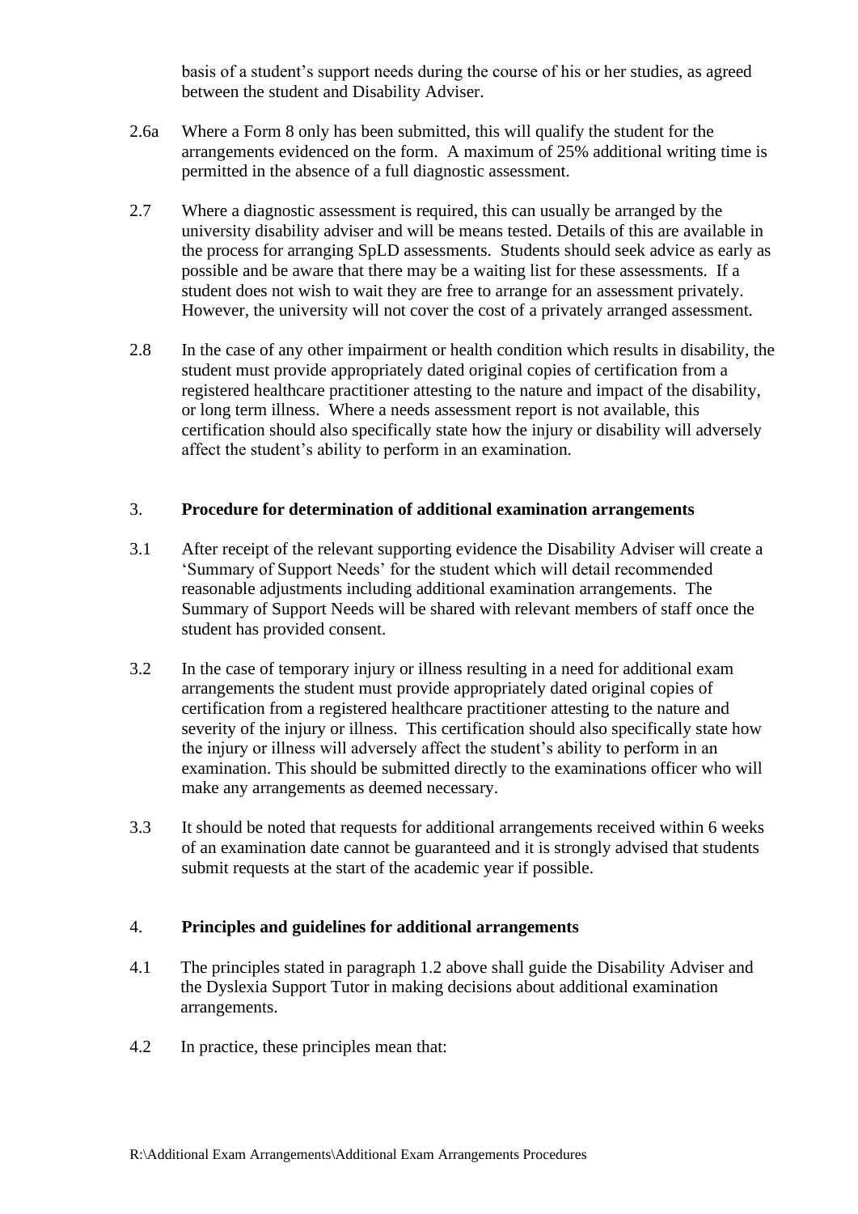basis of a student's support needs during the course of his or her studies, as agreed between the student and Disability Adviser.

2.6a Where a Form 8 only has been submitted, this will qualify the student for the arrangements evidenced on the form. A maximum of 25% additional writing time is permitted in the absence of a full diagnostic assessment.

2.7 Where a diagnostic assessment is required, this can usually be arranged by the university disability adviser and will be means tested. Details of this are available in the process for arranging SpLD assessments. Students should seek advice as early as possible and be aware that there may be a waiting list for these assessments. If a student does not wish to wait they are free to arrange for an assessment privately. However, the university will not cover the cost of a privately arranged assessment.

2.8 In the case of any other impairment or health condition which results in disability, the student must provide appropriately dated original copies of certification from a registered healthcare practitioner attesting to the nature and impact of the disability, or long term illness. Where a needs assessment report is not available, this certification should also specifically state how the injury or disability will adversely affect the student's ability to perform in an examination.

## 3. **Procedure for determination of additional examination arrangements**

3.1 After receipt of the relevant supporting evidence the Disability Adviser will create a 'Summary of Support Needs' for the student which will detail recommended reasonable adjustments including additional examination arrangements. The Summary of Support Needs will be shared with relevant members of staff once the student has provided consent.

3.2 In the case of temporary injury or illness resulting in a need for additional exam arrangements the student must provide appropriately dated original copies of certification from a registered healthcare practitioner attesting to the nature and severity of the injury or illness. This certification should also specifically state how the injury or illness will adversely affect the student's ability to perform in an examination. This should be submitted directly to the examinations officer who will make any arrangements as deemed necessary.

3.3 It should be noted that requests for additional arrangements received within 6 weeks of an examination date cannot be guaranteed and it is strongly advised that students submit requests at the start of the academic year if possible.

## 4. **Principles and guidelines for additional arrangements**

4.1 The principles stated in paragraph 1.2 above shall guide the Disability Adviser and the Dyslexia Support Tutor in making decisions about additional examination arrangements.

4.2 In practice, these principles mean that: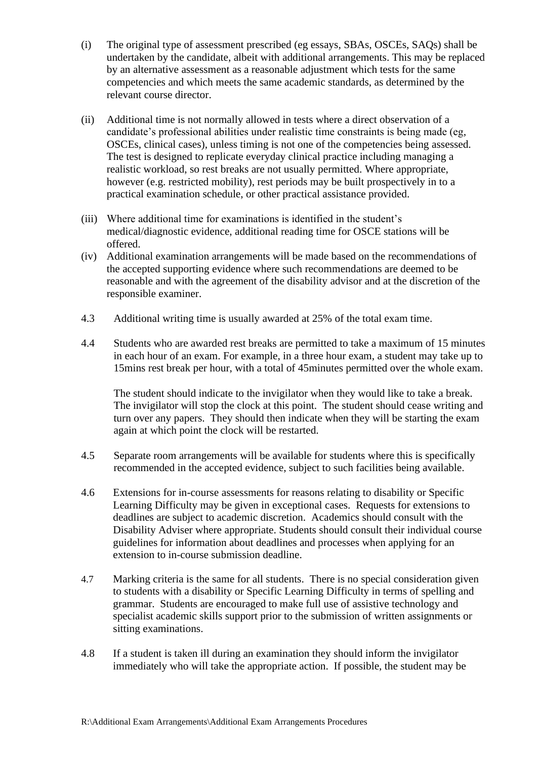(i) The original type of assessment prescribed (eg essays, SBAs, OSCEs, SAQs) shall be undertaken by the candidate, albeit with additional arrangements. This may be replaced by an alternative assessment as a reasonable adjustment which tests for the same competencies and which meets the same academic standards, as determined by the relevant course director.

(ii) Additional time is not normally allowed in tests where a direct observation of a candidate's professional abilities under realistic time constraints is being made (eg, OSCEs, clinical cases), unless timing is not one of the competencies being assessed. The test is designed to replicate everyday clinical practice including managing a realistic workload, so rest breaks are not usually permitted. Where appropriate, however (e.g. restricted mobility), rest periods may be built prospectively in to a practical examination schedule, or other practical assistance provided.

(iii) Where additional time for examinations is identified in the student's medical/diagnostic evidence, additional reading time for OSCE stations will be offered.

(iv) Additional examination arrangements will be made based on the recommendations of the accepted supporting evidence where such recommendations are deemed to be reasonable and with the agreement of the disability advisor and at the discretion of the responsible examiner.

4.3 Additional writing time is usually awarded at 25% of the total exam time.

4.4 Students who are awarded rest breaks are permitted to take a maximum of 15 minutes in each hour of an exam. For example, in a three hour exam, a student may take up to 15mins rest break per hour, with a total of 45minutes permitted over the whole exam.

The student should indicate to the invigilator when they would like to take a break. The invigilator will stop the clock at this point. The student should cease writing and turn over any papers. They should then indicate when they will be starting the exam again at which point the clock will be restarted.

4.5 Separate room arrangements will be available for students where this is specifically recommended in the accepted evidence, subject to such facilities being available.

4.6 Extensions for in-course assessments for reasons relating to disability or Specific Learning Difficulty may be given in exceptional cases. Requests for extensions to deadlines are subject to academic discretion. Academics should consult with the Disability Adviser where appropriate. Students should consult their individual course guidelines for information about deadlines and processes when applying for an extension to in-course submission deadline.

4.7 Marking criteria is the same for all students. There is no special consideration given to students with a disability or Specific Learning Difficulty in terms of spelling and grammar. Students are encouraged to make full use of assistive technology and specialist academic skills support prior to the submission of written assignments or sitting examinations.

4.8 If a student is taken ill during an examination they should inform the invigilator immediately who will take the appropriate action. If possible, the student may be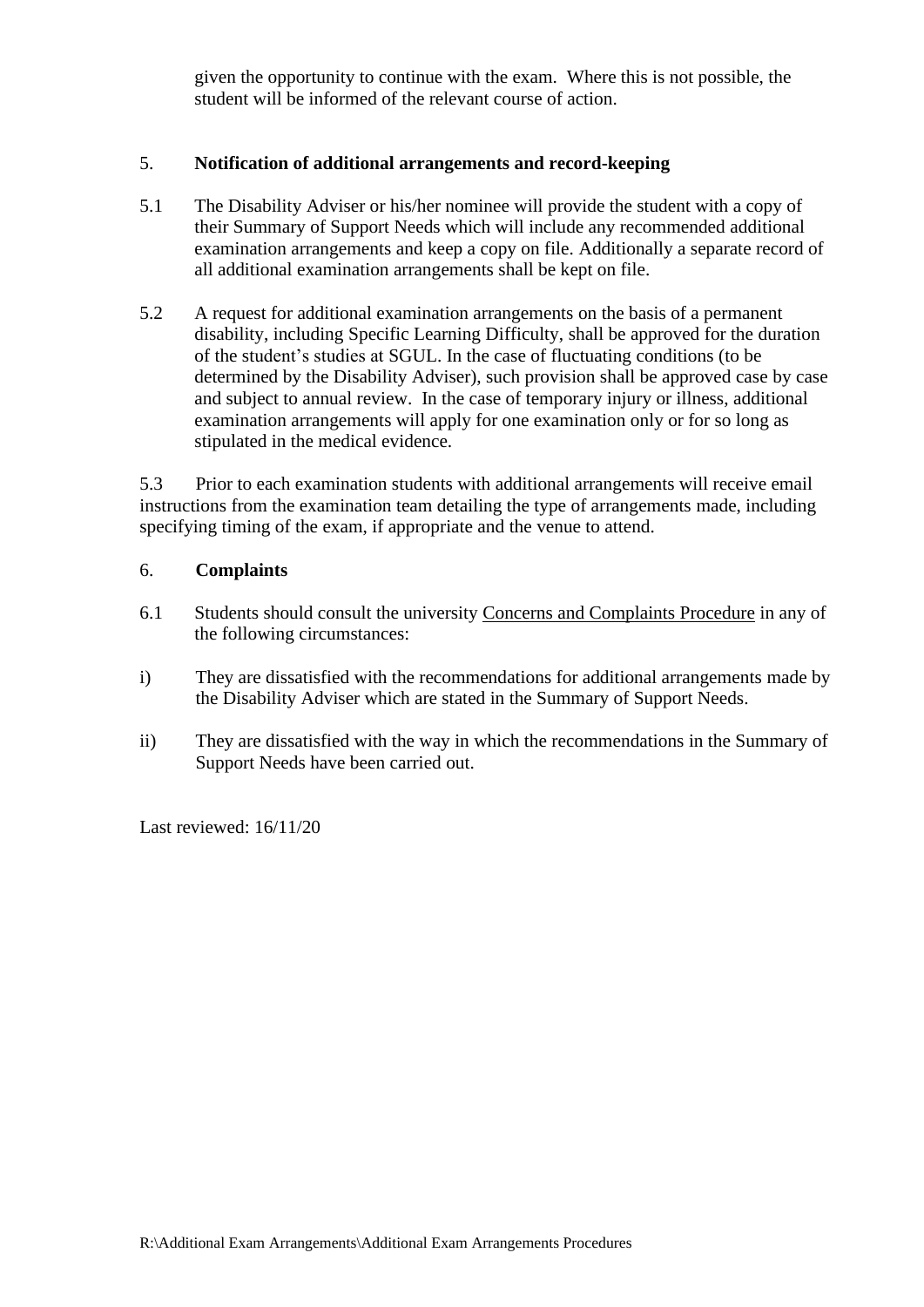given the opportunity to continue with the exam. Where this is not possible, the student will be informed of the relevant course of action.

## 5. Notification of additional arrangements and record-keeping

5.1 The Disability Adviser or his/her nominee will provide the student with a copy of their Summary of Support Needs which will include any recommended additional examination arrangements and keep a copy on file. Additionally a separate record of all additional examination arrangements shall be kept on file.

5.2 A request for additional examination arrangements on the basis of a permanent disability, including Specific Learning Difficulty, shall be approved for the duration of the student's studies at SGUL. In the case of fluctuating conditions (to be determined by the Disability Adviser), such provision shall be approved case by case and subject to annual review. In the case of temporary injury or illness, additional examination arrangements will apply for one examination only or for so long as stipulated in the medical evidence.

5.3 Prior to each examination students with additional arrangements will receive email instructions from the examination team detailing the type of arrangements made, including specifying timing of the exam, if appropriate and the venue to attend.

## 6. Complaints

6.1 Students should consult the university Concerns and Complaints Procedure in any of the following circumstances:

i) They are dissatisfied with the recommendations for additional arrangements made by the Disability Adviser which are stated in the Summary of Support Needs.

ii) They are dissatisfied with the way in which the recommendations in the Summary of Support Needs have been carried out.

Last reviewed: 16/11/20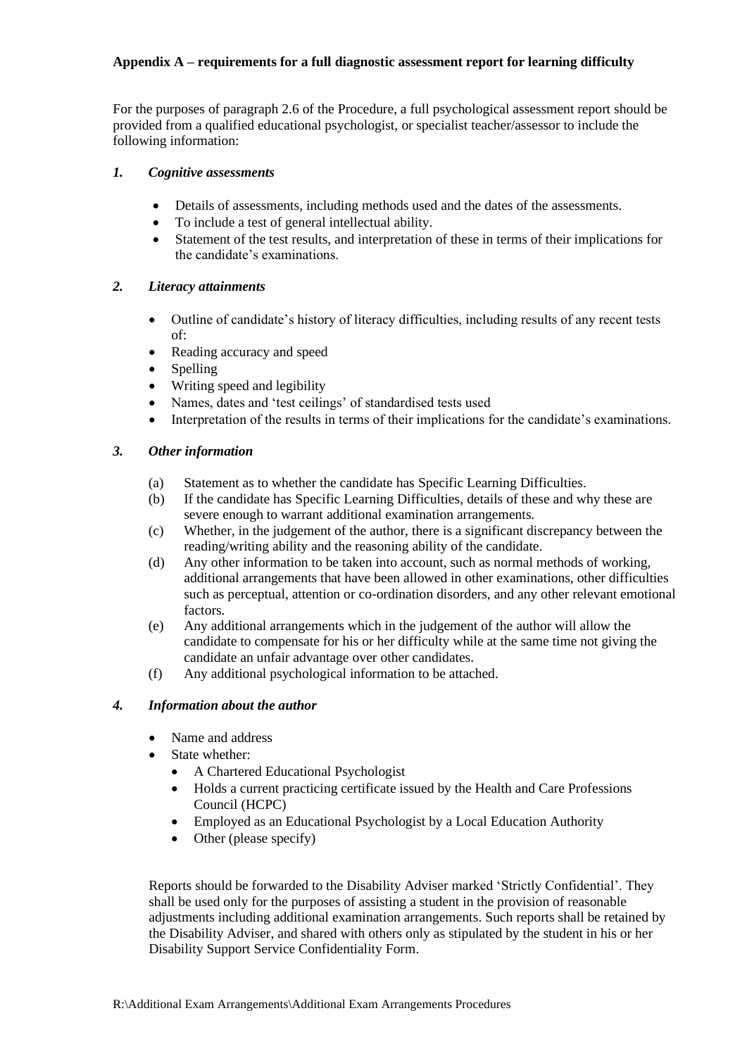**Appendix A – requirements for a full diagnostic assessment report for learning difficulty**

For the purposes of paragraph 2.6 of the Procedure, a full psychological assessment report should be provided from a qualified educational psychologist, or specialist teacher/assessor to include the following information:

### *1. Cognitive assessments*

- Details of assessments, including methods used and the dates of the assessments.
- To include a test of general intellectual ability.
- Statement of the test results, and interpretation of these in terms of their implications for the candidate's examinations.

### *2. Literacy attainments*

- Outline of candidate's history of literacy difficulties, including results of any recent tests of:
- Reading accuracy and speed
- Spelling
- Writing speed and legibility
- Names, dates and 'test ceilings' of standardised tests used
- Interpretation of the results in terms of their implications for the candidate's examinations.

### *3. Other information*

(a) Statement as to whether the candidate has Specific Learning Difficulties.

(b) If the candidate has Specific Learning Difficulties, details of these and why these are severe enough to warrant additional examination arrangements.

(c) Whether, in the judgement of the author, there is a significant discrepancy between the reading/writing ability and the reasoning ability of the candidate.

(d) Any other information to be taken into account, such as normal methods of working, additional arrangements that have been allowed in other examinations, other difficulties such as perceptual, attention or co-ordination disorders, and any other relevant emotional factors.

(e) Any additional arrangements which in the judgement of the author will allow the candidate to compensate for his or her difficulty while at the same time not giving the candidate an unfair advantage over other candidates.

(f) Any additional psychological information to be attached.

### *4. Information about the author*

- Name and address
- State whether:
  - A Chartered Educational Psychologist
  - Holds a current practicing certificate issued by the Health and Care Professions Council (HCPC)
  - Employed as an Educational Psychologist by a Local Education Authority
  - Other (please specify)

Reports should be forwarded to the Disability Adviser marked 'Strictly Confidential'. They shall be used only for the purposes of assisting a student in the provision of reasonable adjustments including additional examination arrangements. Such reports shall be retained by the Disability Adviser, and shared with others only as stipulated by the student in his or her Disability Support Service Confidentiality Form.

R:\Additional Exam Arrangements\Additional Exam Arrangements Procedures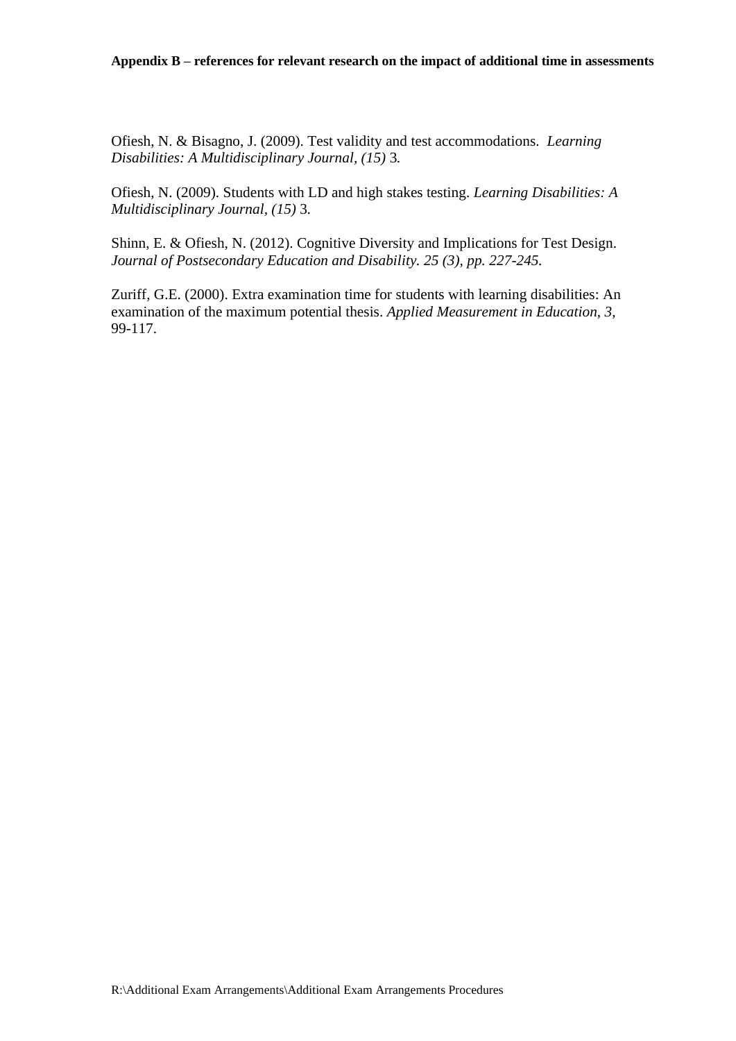**Appendix B – references for relevant research on the impact of additional time in assessments**

Ofiesh, N. & Bisagno, J. (2009). Test validity and test accommodations. *Learning Disabilities: A Multidisciplinary Journal, (15)* 3.

Ofiesh, N. (2009). Students with LD and high stakes testing. *Learning Disabilities: A Multidisciplinary Journal, (15)* 3.

Shinn, E. & Ofiesh, N. (2012). Cognitive Diversity and Implications for Test Design. *Journal of Postsecondary Education and Disability. 25 (3), pp. 227-245.*

Zuriff, G.E. (2000). Extra examination time for students with learning disabilities: An examination of the maximum potential thesis. *Applied Measurement in Education, 3,* 99-117.